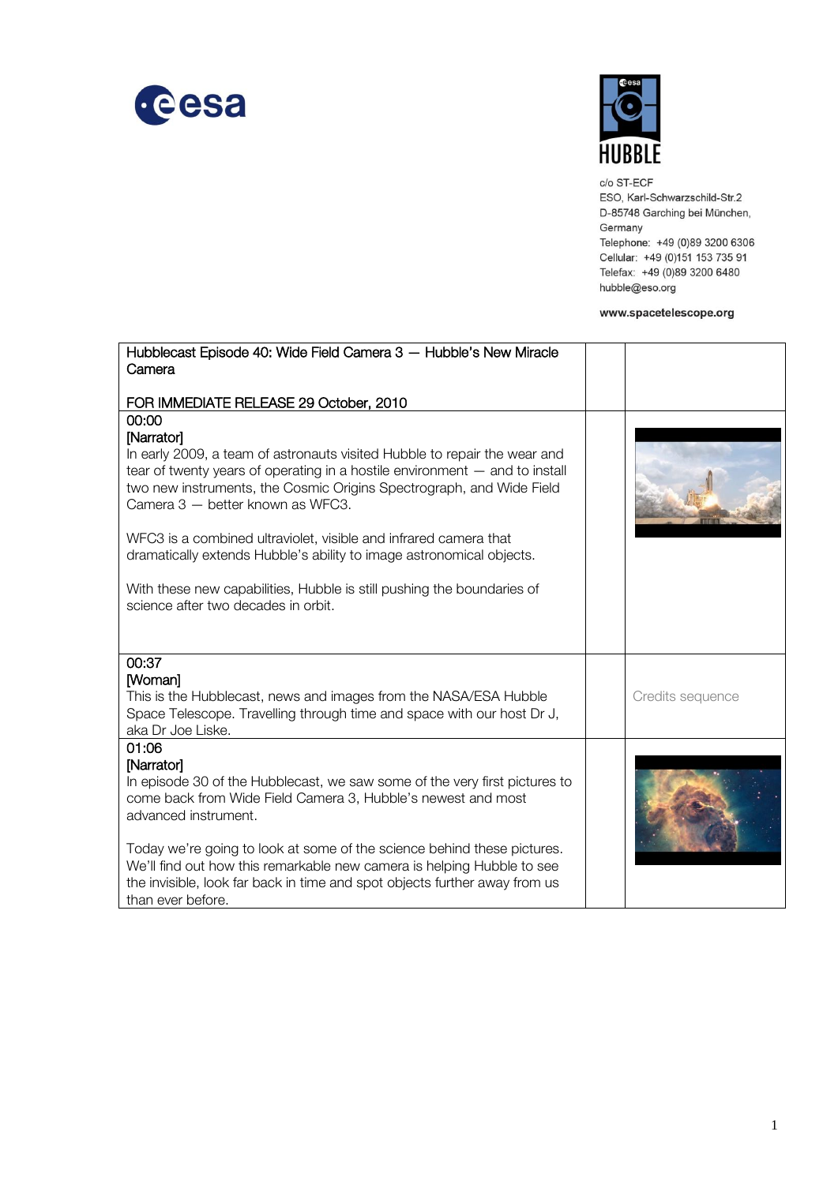c/o ST-ECF
ESO, Karl-Schwarzschild-Str.2
D-85748 Garching bei München,
Germany
Telephone: +49 (0)89 3200 6306
Cellular: +49 (0)151 153 735 91
Telefax: +49 (0)89 3200 6480
hubble@eso.org

**www.spacetelescope.org**

| Hubblecast Episode 40: Wide Field Camera 3 — Hubble's New Miracle Camera<br><br>FOR IMMEDIATE RELEASE 29 October, 2010 | | |
|---|---|---|
| 00:00<br>[Narrator]<br>In early 2009, a team of astronauts visited Hubble to repair the wear and tear of twenty years of operating in a hostile environment — and to install two new instruments, the Cosmic Origins Spectrograph, and Wide Field Camera 3 — better known as WFC3.<br><br>WFC3 is a combined ultraviolet, visible and infrared camera that dramatically extends Hubble's ability to image astronomical objects.<br><br>With these new capabilities, Hubble is still pushing the boundaries of science after two decades in orbit. | | |
| 00:37<br>[Woman]<br>This is the Hubblecast, news and images from the NASA/ESA Hubble Space Telescope. Travelling through time and space with our host Dr J, aka Dr Joe Liske. | | Credits sequence |
| 01:06<br>[Narrator]<br>In episode 30 of the Hubblecast, we saw some of the very first pictures to come back from Wide Field Camera 3, Hubble's newest and most advanced instrument.<br><br>Today we're going to look at some of the science behind these pictures. We'll find out how this remarkable new camera is helping Hubble to see the invisible, look far back in time and spot objects further away from us than ever before. | | |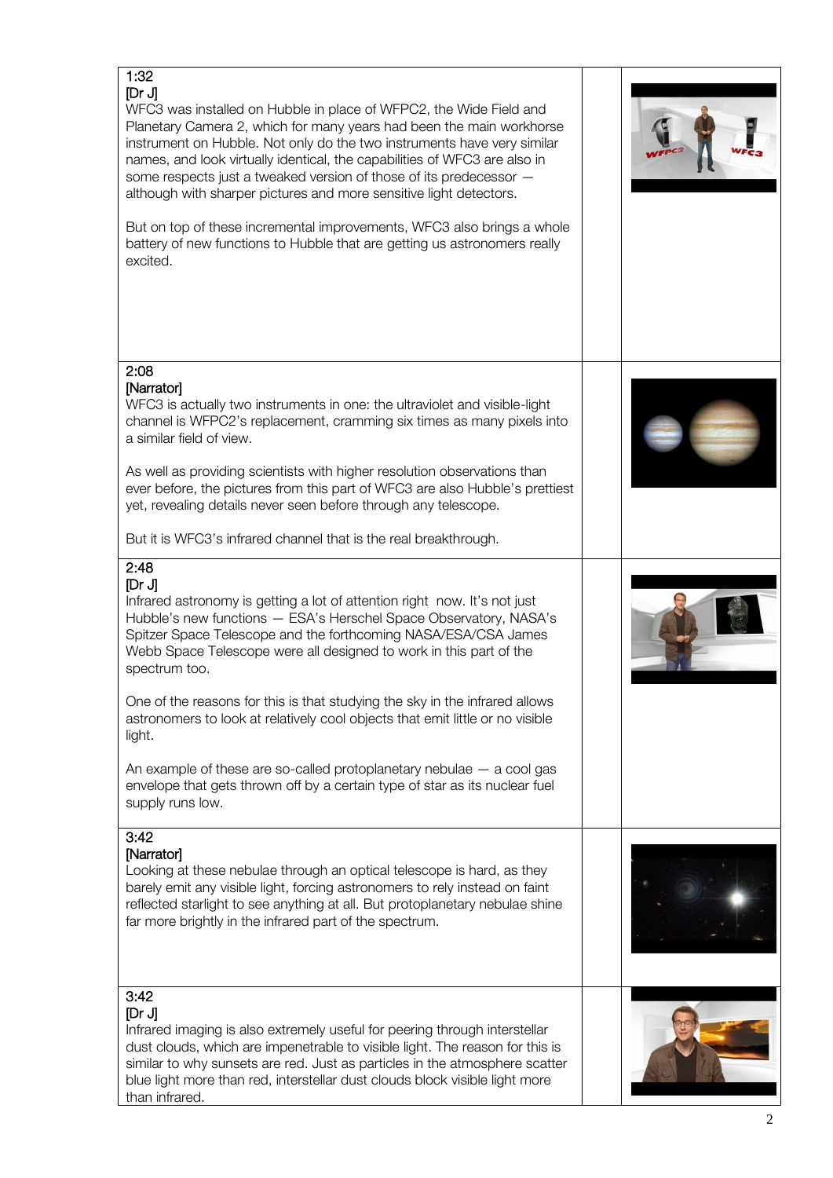| | | |
|---|---|---|
| 1:32<br>[Dr J]<br>WFC3 was installed on Hubble in place of WFPC2, the Wide Field and Planetary Camera 2, which for many years had been the main workhorse instrument on Hubble. Not only do the two instruments have very similar names, and look virtually identical, the capabilities of WFC3 are also in some respects just a tweaked version of those of its predecessor — although with sharper pictures and more sensitive light detectors.<br><br>But on top of these incremental improvements, WFC3 also brings a whole battery of new functions to Hubble that are getting us astronomers really excited. | | |
| 2:08<br>[Narrator]<br>WFC3 is actually two instruments in one: the ultraviolet and visible-light channel is WFPC2's replacement, cramming six times as many pixels into a similar field of view.<br><br>As well as providing scientists with higher resolution observations than ever before, the pictures from this part of WFC3 are also Hubble's prettiest yet, revealing details never seen before through any telescope.<br><br>But it is WFC3's infrared channel that is the real breakthrough. | | |
| 2:48<br>[Dr J]<br>Infrared astronomy is getting a lot of attention right now. It's not just Hubble's new functions — ESA's Herschel Space Observatory, NASA's Spitzer Space Telescope and the forthcoming NASA/ESA/CSA James Webb Space Telescope were all designed to work in this part of the spectrum too.<br><br>One of the reasons for this is that studying the sky in the infrared allows astronomers to look at relatively cool objects that emit little or no visible light.<br><br>An example of these are so-called protoplanetary nebulae — a cool gas envelope that gets thrown off by a certain type of star as its nuclear fuel supply runs low. | | |
| 3:42<br>[Narrator]<br>Looking at these nebulae through an optical telescope is hard, as they barely emit any visible light, forcing astronomers to rely instead on faint reflected starlight to see anything at all. But protoplanetary nebulae shine far more brightly in the infrared part of the spectrum. | | |
| 3:42<br>[Dr J]<br>Infrared imaging is also extremely useful for peering through interstellar dust clouds, which are impenetrable to visible light. The reason for this is similar to why sunsets are red. Just as particles in the atmosphere scatter blue light more than red, interstellar dust clouds block visible light more than infrared. | | |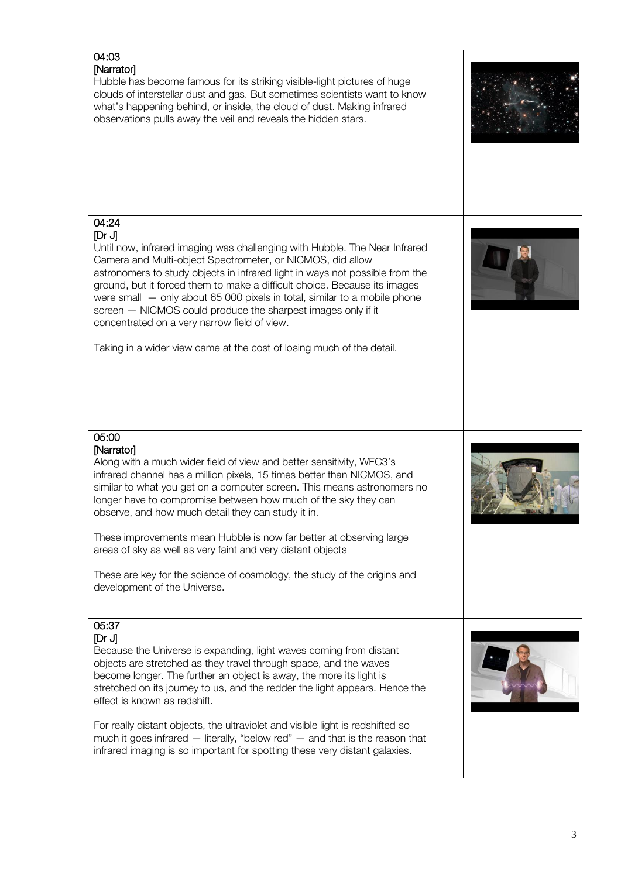| | | |
|---|---|---|
| 04:03<br>[Narrator]<br>Hubble has become famous for its striking visible-light pictures of huge clouds of interstellar dust and gas. But sometimes scientists want to know what's happening behind, or inside, the cloud of dust. Making infrared observations pulls away the veil and reveals the hidden stars. | | |
| 04:24<br>[Dr J]<br>Until now, infrared imaging was challenging with Hubble. The Near Infrared Camera and Multi-object Spectrometer, or NICMOS, did allow astronomers to study objects in infrared light in ways not possible from the ground, but it forced them to make a difficult choice. Because its images were small — only about 65 000 pixels in total, similar to a mobile phone screen — NICMOS could produce the sharpest images only if it concentrated on a very narrow field of view.<br><br>Taking in a wider view came at the cost of losing much of the detail. | | |
| 05:00<br>[Narrator]<br>Along with a much wider field of view and better sensitivity, WFC3's infrared channel has a million pixels, 15 times better than NICMOS, and similar to what you get on a computer screen. This means astronomers no longer have to compromise between how much of the sky they can observe, and how much detail they can study it in.<br><br>These improvements mean Hubble is now far better at observing large areas of sky as well as very faint and very distant objects<br><br>These are key for the science of cosmology, the study of the origins and development of the Universe. | | |
| 05:37<br>[Dr J]<br>Because the Universe is expanding, light waves coming from distant objects are stretched as they travel through space, and the waves become longer. The further an object is away, the more its light is stretched on its journey to us, and the redder the light appears. Hence the effect is known as redshift.<br><br>For really distant objects, the ultraviolet and visible light is redshifted so much it goes infrared — literally, "below red" — and that is the reason that infrared imaging is so important for spotting these very distant galaxies. | | |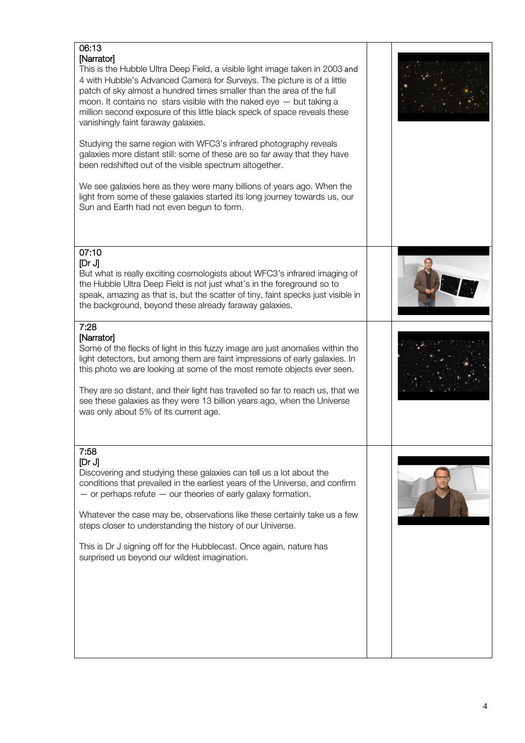| | | |
|---|---|---|
| 06:13<br>[Narrator]<br>This is the Hubble Ultra Deep Field, a visible light image taken in 2003 and 4 with Hubble's Advanced Camera for Surveys. The picture is of a little patch of sky almost a hundred times smaller than the area of the full moon. It contains no stars visible with the naked eye — but taking a million second exposure of this little black speck of space reveals these vanishingly faint faraway galaxies.<br><br>Studying the same region with WFC3's infrared photography reveals galaxies more distant still: some of these are so far away that they have been redshifted out of the visible spectrum altogether.<br><br>We see galaxies here as they were many billions of years ago. When the light from some of these galaxies started its long journey towards us, our Sun and Earth had not even begun to form. | | |
| 07:10<br>[Dr J]<br>But what is really exciting cosmologists about WFC3's infrared imaging of the Hubble Ultra Deep Field is not just what's in the foreground so to speak, amazing as that is, but the scatter of tiny, faint specks just visible in the background, beyond these already faraway galaxies. | | |
| 7:28<br>[Narrator]<br>Some of the flecks of light in this fuzzy image are just anomalies within the light detectors, but among them are faint impressions of early galaxies. In this photo we are looking at some of the most remote objects ever seen.<br><br>They are so distant, and their light has travelled so far to reach us, that we see these galaxies as they were 13 billion years ago, when the Universe was only about 5% of its current age. | | |
| 7:58<br>[Dr J]<br>Discovering and studying these galaxies can tell us a lot about the conditions that prevailed in the earliest years of the Universe, and confirm — or perhaps refute — our theories of early galaxy formation.<br><br>Whatever the case may be, observations like these certainly take us a few steps closer to understanding the history of our Universe.<br><br>This is Dr J signing off for the Hubblecast. Once again, nature has surprised us beyond our wildest imagination. | | |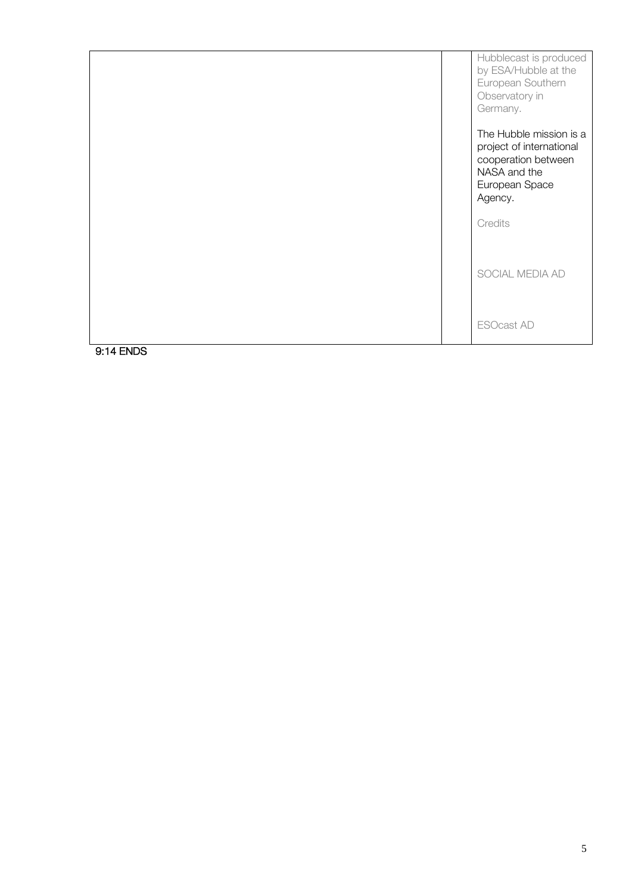| | | |
|---|---|---|
| | | Hubblecast is produced by ESA/Hubble at the European Southern Observatory in Germany.<br><br>The Hubble mission is a project of international cooperation between NASA and the European Space Agency.<br><br>Credits<br><br>SOCIAL MEDIA AD<br><br>ESOcast AD |

9:14 ENDS